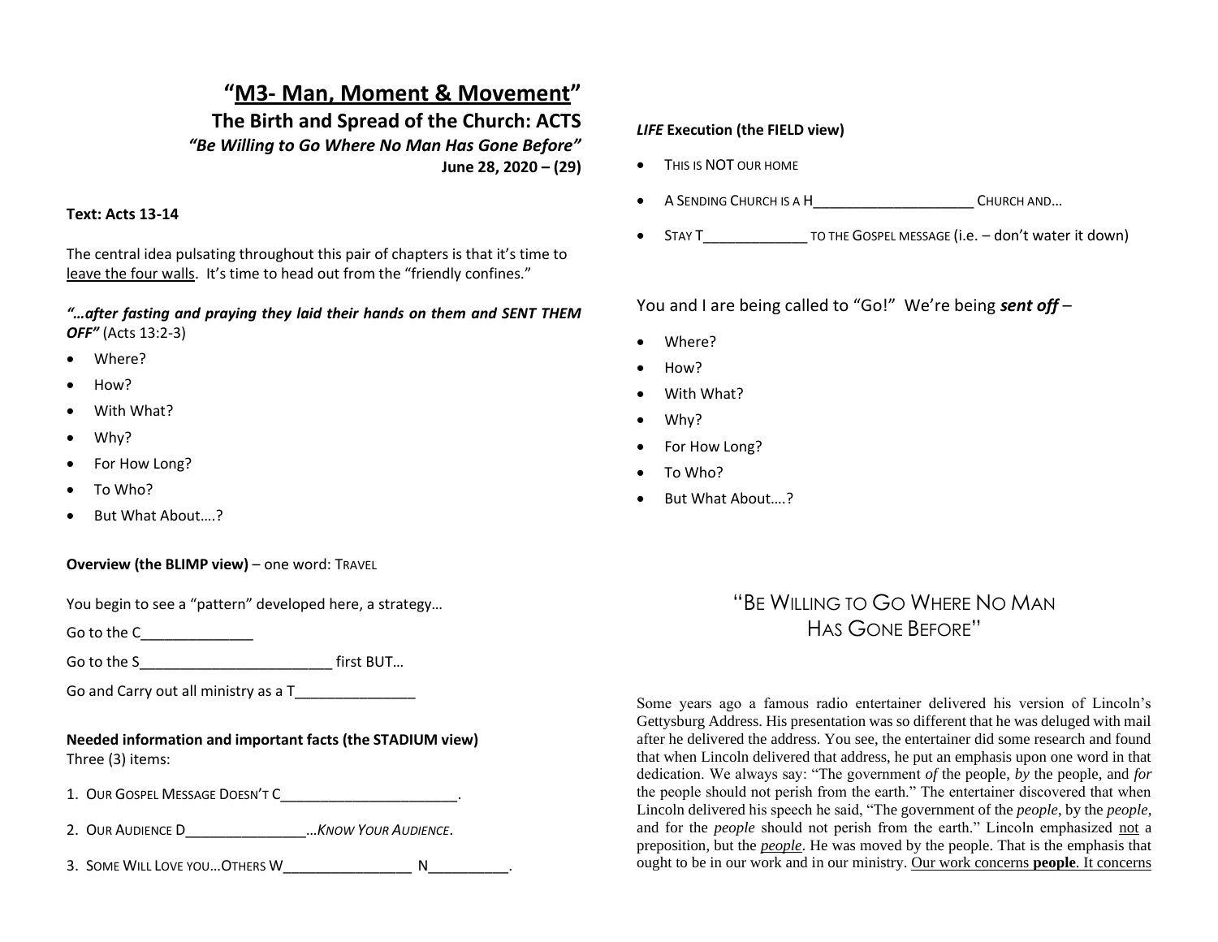# "M3- Man, Moment & Movement"

## The Birth and Spread of the Church: ACTS

***"Be Willing to Go Where No Man Has Gone Before"***

**June 28, 2020 – (29)**

**Text: Acts 13-14**

The central idea pulsating throughout this pair of chapters is that it's time to leave the four walls. It's time to head out from the "friendly confines."

***"…after fasting and praying they laid their hands on them and SENT THEM OFF"*** (Acts 13:2-3)

- Where?
- How?
- With What?
- Why?
- For How Long?
- To Who?
- But What About….?

**Overview (the BLIMP view)** – one word: TRAVEL

You begin to see a "pattern" developed here, a strategy…

Go to the C______________

Go to the S________________________ first BUT…

Go and Carry out all ministry as a T_______________

**Needed information and important facts (the STADIUM view)**
Three (3) items:

1. OUR GOSPEL MESSAGE DOESN'T C_______________________.
2. OUR AUDIENCE D________________…*KNOW YOUR AUDIENCE*.
3. SOME WILL LOVE YOU…OTHERS W_________________ N__________.

***LIFE* Execution (the FIELD view)**

- THIS IS NOT OUR HOME
- A SENDING CHURCH IS A H_____________________ CHURCH AND…
- STAY T_____________ TO THE GOSPEL MESSAGE (i.e. – don't water it down)

You and I are being called to "Go!" We're being ***sent off*** –

- Where?
- How?
- With What?
- Why?
- For How Long?
- To Who?
- But What About….?

## "BE WILLING TO GO WHERE NO MAN HAS GONE BEFORE"

Some years ago a famous radio entertainer delivered his version of Lincoln's Gettysburg Address. His presentation was so different that he was deluged with mail after he delivered the address. You see, the entertainer did some research and found that when Lincoln delivered that address, he put an emphasis upon one word in that dedication. We always say: "The government *of* the people, *by* the people, and *for* the people should not perish from the earth." The entertainer discovered that when Lincoln delivered his speech he said, "The government of the *people*, by the *people*, and for the *people* should not perish from the earth." Lincoln emphasized not a preposition, but the ***people***. He was moved by the people. That is the emphasis that ought to be in our work and in our ministry. Our work concerns **people**. It concerns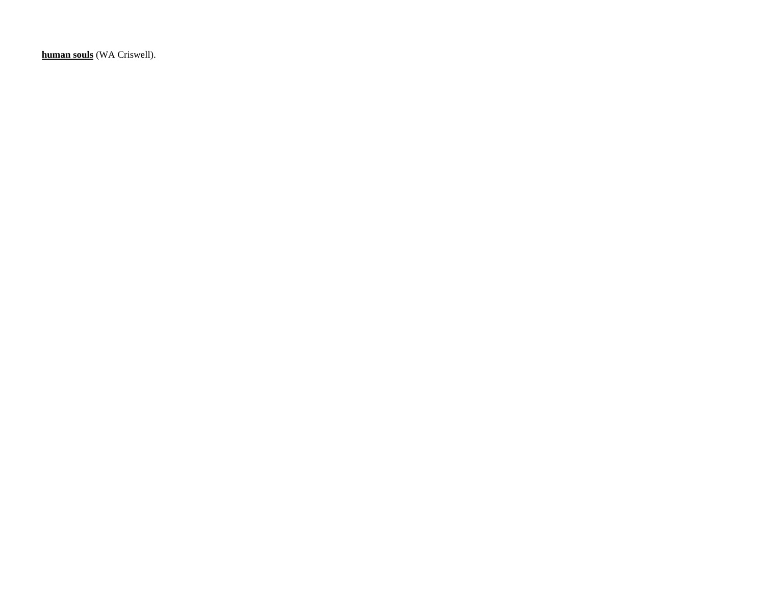**<u>human souls</u>** (WA Criswell).